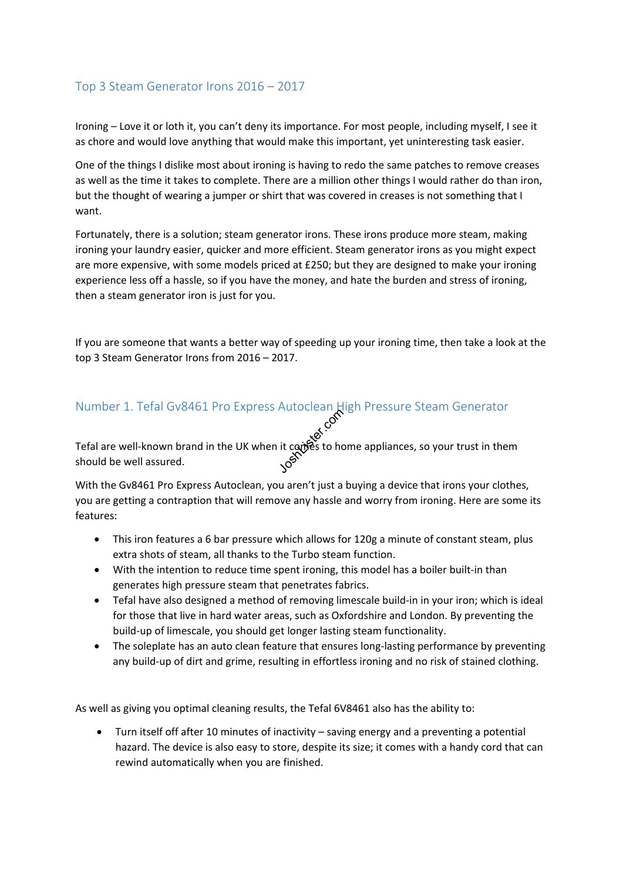## Top 3 Steam Generator Irons 2016 – 2017

Ironing – Love it or loth it, you can't deny its importance. For most people, including myself, I see it as chore and would love anything that would make this important, yet uninteresting task easier.

One of the things I dislike most about ironing is having to redo the same patches to remove creases as well as the time it takes to complete. There are a million other things I would rather do than iron, but the thought of wearing a jumper or shirt that was covered in creases is not something that I want.

Fortunately, there is a solution; steam generator irons. These irons produce more steam, making ironing your laundry easier, quicker and more efficient. Steam generator irons as you might expect are more expensive, with some models priced at £250; but they are designed to make your ironing experience less off a hassle, so if you have the money, and hate the burden and stress of ironing, then a steam generator iron is just for you.

If you are someone that wants a better way of speeding up your ironing time, then take a look at the top 3 Steam Generator Irons from 2016 – 2017.

## Number 1. Tefal Gv8461 Pro Express Autoclean High Pressure Steam Generator

Tefal are well-known brand in the UK when it comes to home appliances, so your trust in them should be well assured.

With the Gv8461 Pro Express Autoclean, you aren't just a buying a device that irons your clothes, you are getting a contraption that will remove any hassle and worry from ironing. Here are some its features:

- This iron features a 6 bar pressure which allows for 120g a minute of constant steam, plus extra shots of steam, all thanks to the Turbo steam function.
- With the intention to reduce time spent ironing, this model has a boiler built-in than generates high pressure steam that penetrates fabrics.
- Tefal have also designed a method of removing limescale build-in in your iron; which is ideal for those that live in hard water areas, such as Oxfordshire and London. By preventing the build-up of limescale, you should get longer lasting steam functionality.
- The soleplate has an auto clean feature that ensures long-lasting performance by preventing any build-up of dirt and grime, resulting in effortless ironing and no risk of stained clothing.

As well as giving you optimal cleaning results, the Tefal 6V8461 also has the ability to:

- Turn itself off after 10 minutes of inactivity – saving energy and a preventing a potential hazard. The device is also easy to store, despite its size; it comes with a handy cord that can rewind automatically when you are finished.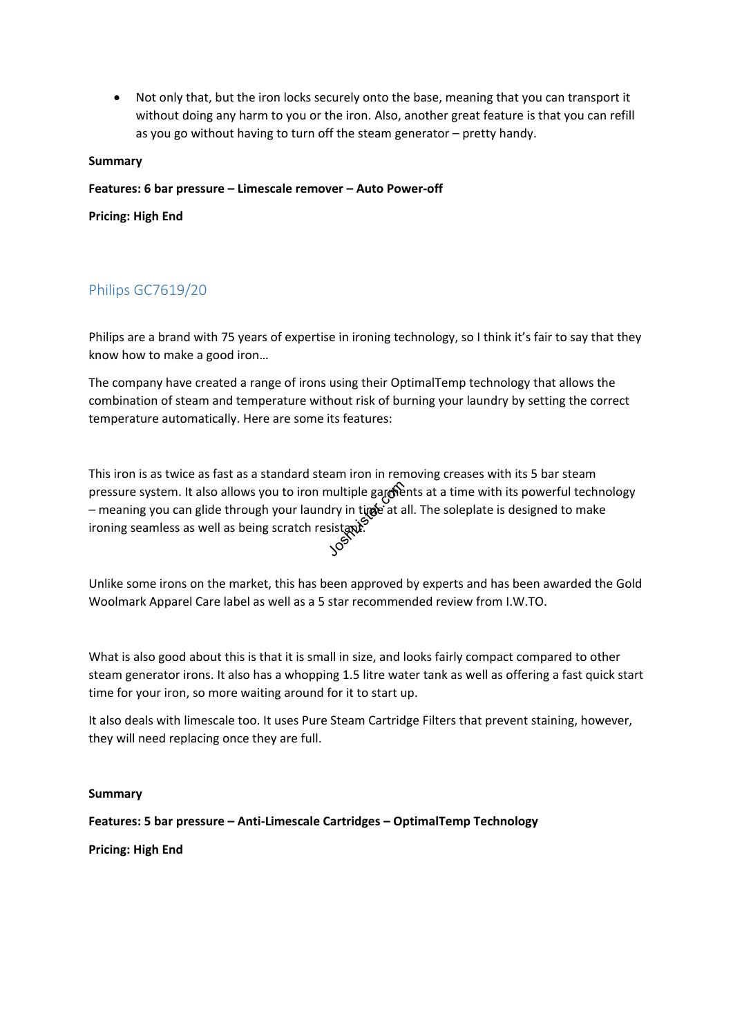- Not only that, but the iron locks securely onto the base, meaning that you can transport it without doing any harm to you or the iron. Also, another great feature is that you can refill as you go without having to turn off the steam generator – pretty handy.

**Summary**

**Features: 6 bar pressure – Limescale remover – Auto Power-off**

**Pricing: High End**

## Philips GC7619/20

Philips are a brand with 75 years of expertise in ironing technology, so I think it's fair to say that they know how to make a good iron…

The company have created a range of irons using their OptimalTemp technology that allows the combination of steam and temperature without risk of burning your laundry by setting the correct temperature automatically. Here are some its features:

This iron is as twice as fast as a standard steam iron in removing creases with its 5 bar steam pressure system. It also allows you to iron multiple garments at a time with its powerful technology – meaning you can glide through your laundry in time at all. The soleplate is designed to make ironing seamless as well as being scratch resistant.

Unlike some irons on the market, this has been approved by experts and has been awarded the Gold Woolmark Apparel Care label as well as a 5 star recommended review from I.W.TO.

What is also good about this is that it is small in size, and looks fairly compact compared to other steam generator irons. It also has a whopping 1.5 litre water tank as well as offering a fast quick start time for your iron, so more waiting around for it to start up.

It also deals with limescale too. It uses Pure Steam Cartridge Filters that prevent staining, however, they will need replacing once they are full.

**Summary**

**Features: 5 bar pressure – Anti-Limescale Cartridges – OptimalTemp Technology**

**Pricing: High End**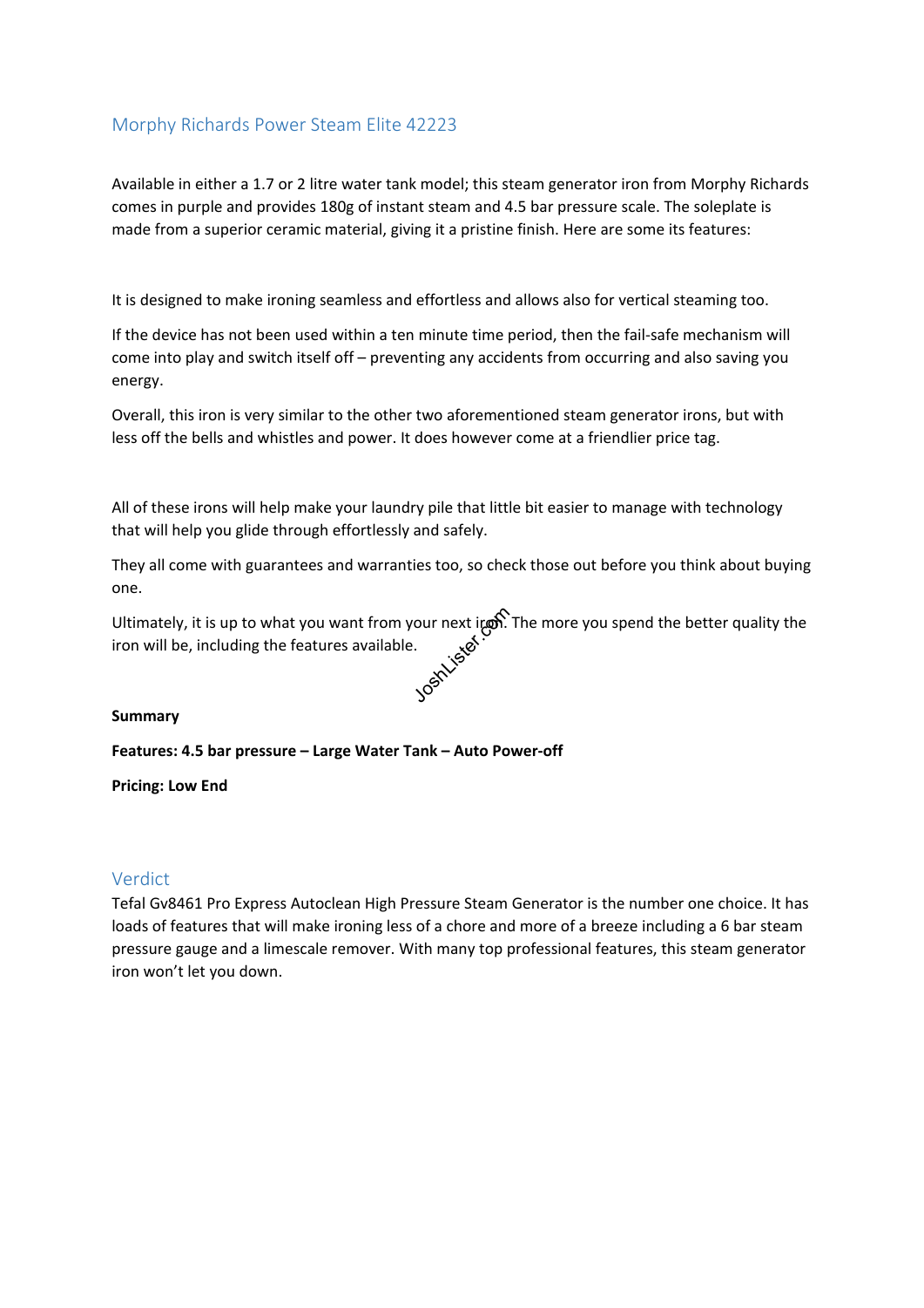## Morphy Richards Power Steam Elite 42223

Available in either a 1.7 or 2 litre water tank model; this steam generator iron from Morphy Richards comes in purple and provides 180g of instant steam and 4.5 bar pressure scale. The soleplate is made from a superior ceramic material, giving it a pristine finish. Here are some its features:

It is designed to make ironing seamless and effortless and allows also for vertical steaming too.

If the device has not been used within a ten minute time period, then the fail-safe mechanism will come into play and switch itself off – preventing any accidents from occurring and also saving you energy.

Overall, this iron is very similar to the other two aforementioned steam generator irons, but with less off the bells and whistles and power. It does however come at a friendlier price tag.

All of these irons will help make your laundry pile that little bit easier to manage with technology that will help you glide through effortlessly and safely.

They all come with guarantees and warranties too, so check those out before you think about buying one.

Ultimately, it is up to what you want from your next iron. The more you spend the better quality the iron will be, including the features available.

**Summary**

**Features: 4.5 bar pressure – Large Water Tank – Auto Power-off**

**Pricing: Low End**

## Verdict

Tefal Gv8461 Pro Express Autoclean High Pressure Steam Generator is the number one choice. It has loads of features that will make ironing less of a chore and more of a breeze including a 6 bar steam pressure gauge and a limescale remover. With many top professional features, this steam generator iron won't let you down.